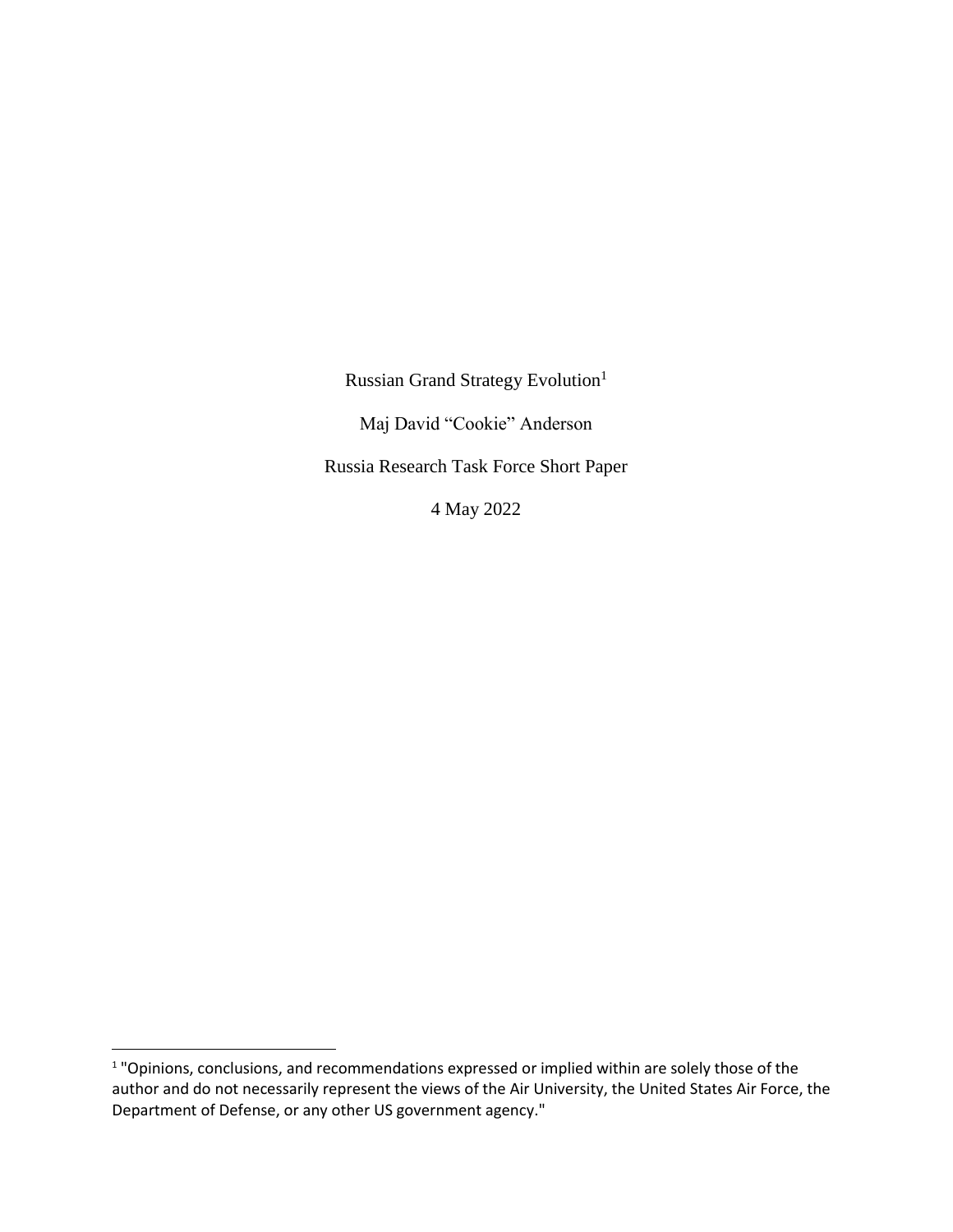# Russian Grand Strategy Evolution[1]

Maj David "Cookie" Anderson

Russia Research Task Force Short Paper

4 May 2022

[1] "Opinions, conclusions, and recommendations expressed or implied within are solely those of the author and do not necessarily represent the views of the Air University, the United States Air Force, the Department of Defense, or any other US government agency."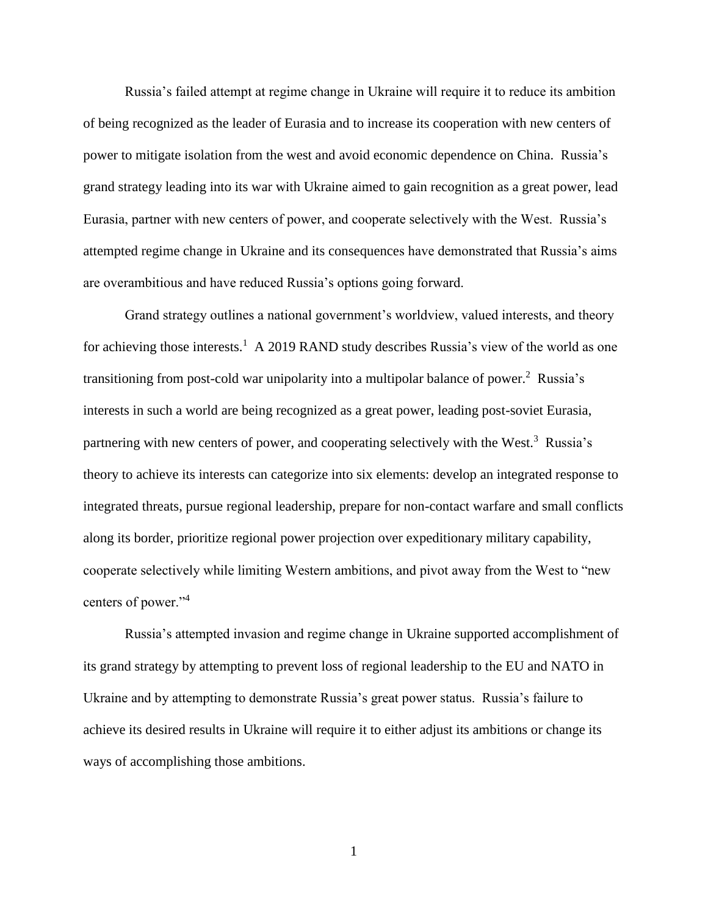Russia's failed attempt at regime change in Ukraine will require it to reduce its ambition of being recognized as the leader of Eurasia and to increase its cooperation with new centers of power to mitigate isolation from the west and avoid economic dependence on China. Russia's grand strategy leading into its war with Ukraine aimed to gain recognition as a great power, lead Eurasia, partner with new centers of power, and cooperate selectively with the West. Russia's attempted regime change in Ukraine and its consequences have demonstrated that Russia's aims are overambitious and have reduced Russia's options going forward.

Grand strategy outlines a national government's worldview, valued interests, and theory for achieving those interests.[1] A 2019 RAND study describes Russia's view of the world as one transitioning from post-cold war unipolarity into a multipolar balance of power.[2] Russia's interests in such a world are being recognized as a great power, leading post-soviet Eurasia, partnering with new centers of power, and cooperating selectively with the West.[3] Russia's theory to achieve its interests can categorize into six elements: develop an integrated response to integrated threats, pursue regional leadership, prepare for non-contact warfare and small conflicts along its border, prioritize regional power projection over expeditionary military capability, cooperate selectively while limiting Western ambitions, and pivot away from the West to "new centers of power."[4]

Russia's attempted invasion and regime change in Ukraine supported accomplishment of its grand strategy by attempting to prevent loss of regional leadership to the EU and NATO in Ukraine and by attempting to demonstrate Russia's great power status. Russia's failure to achieve its desired results in Ukraine will require it to either adjust its ambitions or change its ways of accomplishing those ambitions.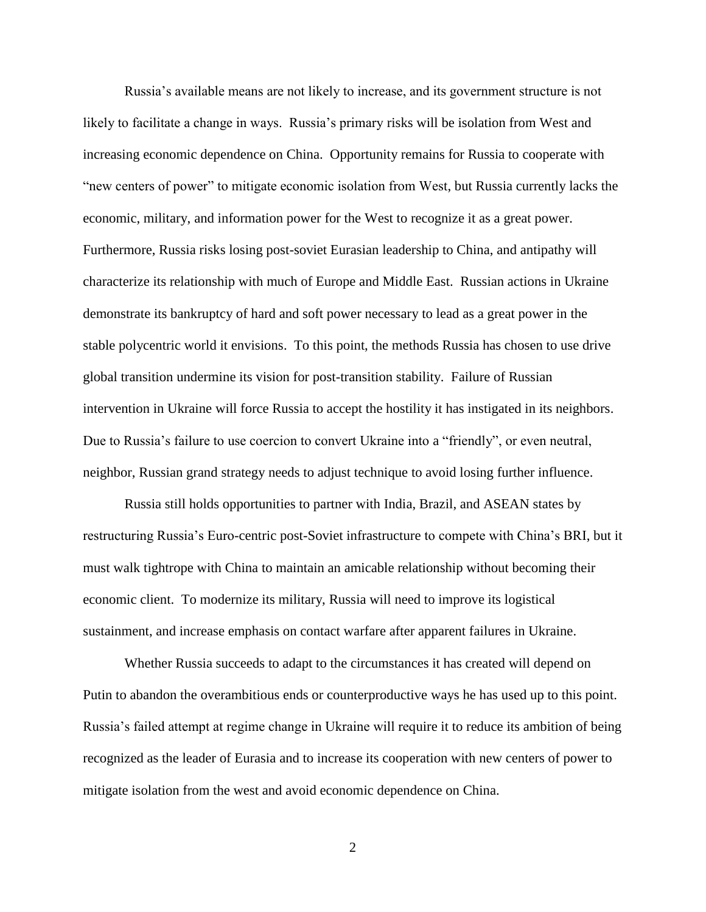Russia's available means are not likely to increase, and its government structure is not likely to facilitate a change in ways. Russia's primary risks will be isolation from West and increasing economic dependence on China. Opportunity remains for Russia to cooperate with "new centers of power" to mitigate economic isolation from West, but Russia currently lacks the economic, military, and information power for the West to recognize it as a great power. Furthermore, Russia risks losing post-soviet Eurasian leadership to China, and antipathy will characterize its relationship with much of Europe and Middle East. Russian actions in Ukraine demonstrate its bankruptcy of hard and soft power necessary to lead as a great power in the stable polycentric world it envisions. To this point, the methods Russia has chosen to use drive global transition undermine its vision for post-transition stability. Failure of Russian intervention in Ukraine will force Russia to accept the hostility it has instigated in its neighbors. Due to Russia's failure to use coercion to convert Ukraine into a "friendly", or even neutral, neighbor, Russian grand strategy needs to adjust technique to avoid losing further influence.

Russia still holds opportunities to partner with India, Brazil, and ASEAN states by restructuring Russia's Euro-centric post-Soviet infrastructure to compete with China's BRI, but it must walk tightrope with China to maintain an amicable relationship without becoming their economic client. To modernize its military, Russia will need to improve its logistical sustainment, and increase emphasis on contact warfare after apparent failures in Ukraine.

Whether Russia succeeds to adapt to the circumstances it has created will depend on Putin to abandon the overambitious ends or counterproductive ways he has used up to this point. Russia's failed attempt at regime change in Ukraine will require it to reduce its ambition of being recognized as the leader of Eurasia and to increase its cooperation with new centers of power to mitigate isolation from the west and avoid economic dependence on China.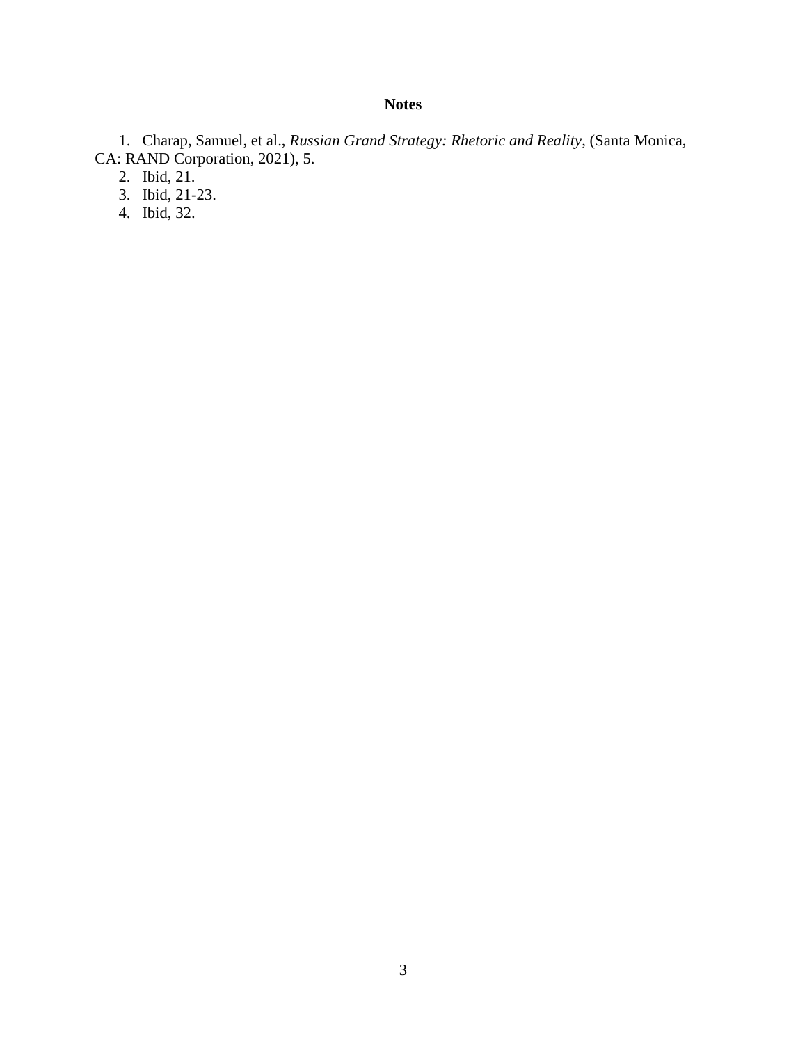## Notes

1. Charap, Samuel, et al., *Russian Grand Strategy: Rhetoric and Reality*, (Santa Monica, CA: RAND Corporation, 2021), 5.
2. Ibid, 21.
3. Ibid, 21-23.
4. Ibid, 32.